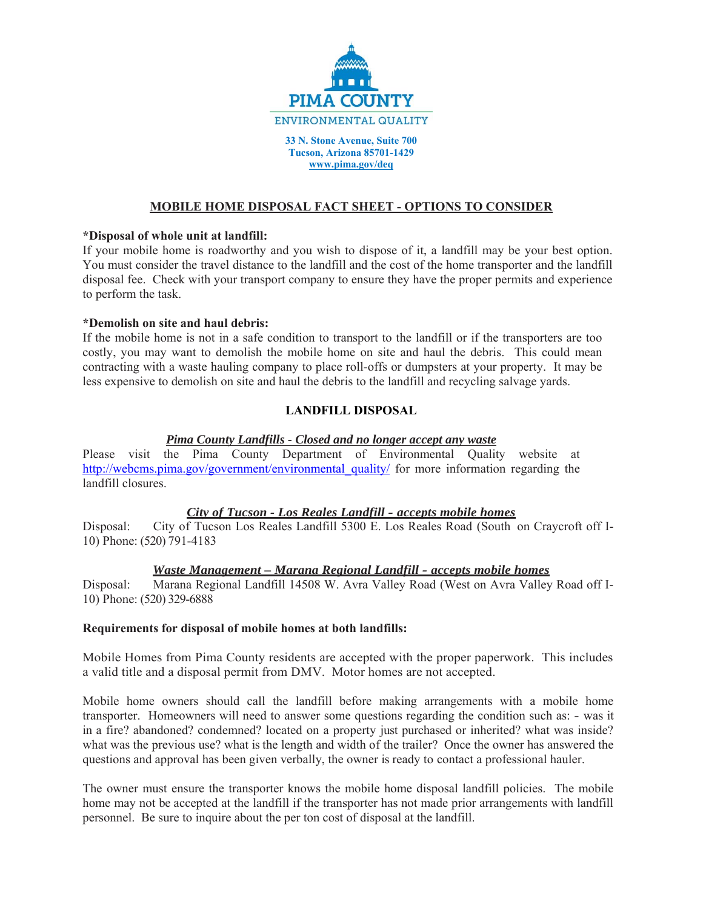**PIMA COUNTY**

ENVIRONMENTAL QUALITY

**33 N. Stone Avenue, Suite 700**
**Tucson, Arizona 85701-1429**
**www.pima.gov/deq**

## MOBILE HOME DISPOSAL FACT SHEET - OPTIONS TO CONSIDER

**\*Disposal of whole unit at landfill:**
If your mobile home is roadworthy and you wish to dispose of it, a landfill may be your best option. You must consider the travel distance to the landfill and the cost of the home transporter and the landfill disposal fee. Check with your transport company to ensure they have the proper permits and experience to perform the task.

**\*Demolish on site and haul debris:**
If the mobile home is not in a safe condition to transport to the landfill or if the transporters are too costly, you may want to demolish the mobile home on site and haul the debris. This could mean contracting with a waste hauling company to place roll-offs or dumpsters at your property. It may be less expensive to demolish on site and haul the debris to the landfill and recycling salvage yards.

## LANDFILL DISPOSAL

***Pima County Landfills - Closed and no longer accept any waste***

Please visit the Pima County Department of Environmental Quality website at http://webcms.pima.gov/government/environmental_quality/ for more information regarding the landfill closures.

***City of Tucson - Los Reales Landfill - accepts mobile homes***

Disposal: City of Tucson Los Reales Landfill 5300 E. Los Reales Road (South on Craycroft off I-10) Phone: (520) 791-4183

***Waste Management – Marana Regional Landfill - accepts mobile homes***

Disposal: Marana Regional Landfill 14508 W. Avra Valley Road (West on Avra Valley Road off I-10) Phone: (520) 329-6888

**Requirements for disposal of mobile homes at both landfills:**

Mobile Homes from Pima County residents are accepted with the proper paperwork. This includes a valid title and a disposal permit from DMV. Motor homes are not accepted.

Mobile home owners should call the landfill before making arrangements with a mobile home transporter. Homeowners will need to answer some questions regarding the condition such as: - was it in a fire? abandoned? condemned? located on a property just purchased or inherited? what was inside? what was the previous use? what is the length and width of the trailer? Once the owner has answered the questions and approval has been given verbally, the owner is ready to contact a professional hauler.

The owner must ensure the transporter knows the mobile home disposal landfill policies. The mobile home may not be accepted at the landfill if the transporter has not made prior arrangements with landfill personnel. Be sure to inquire about the per ton cost of disposal at the landfill.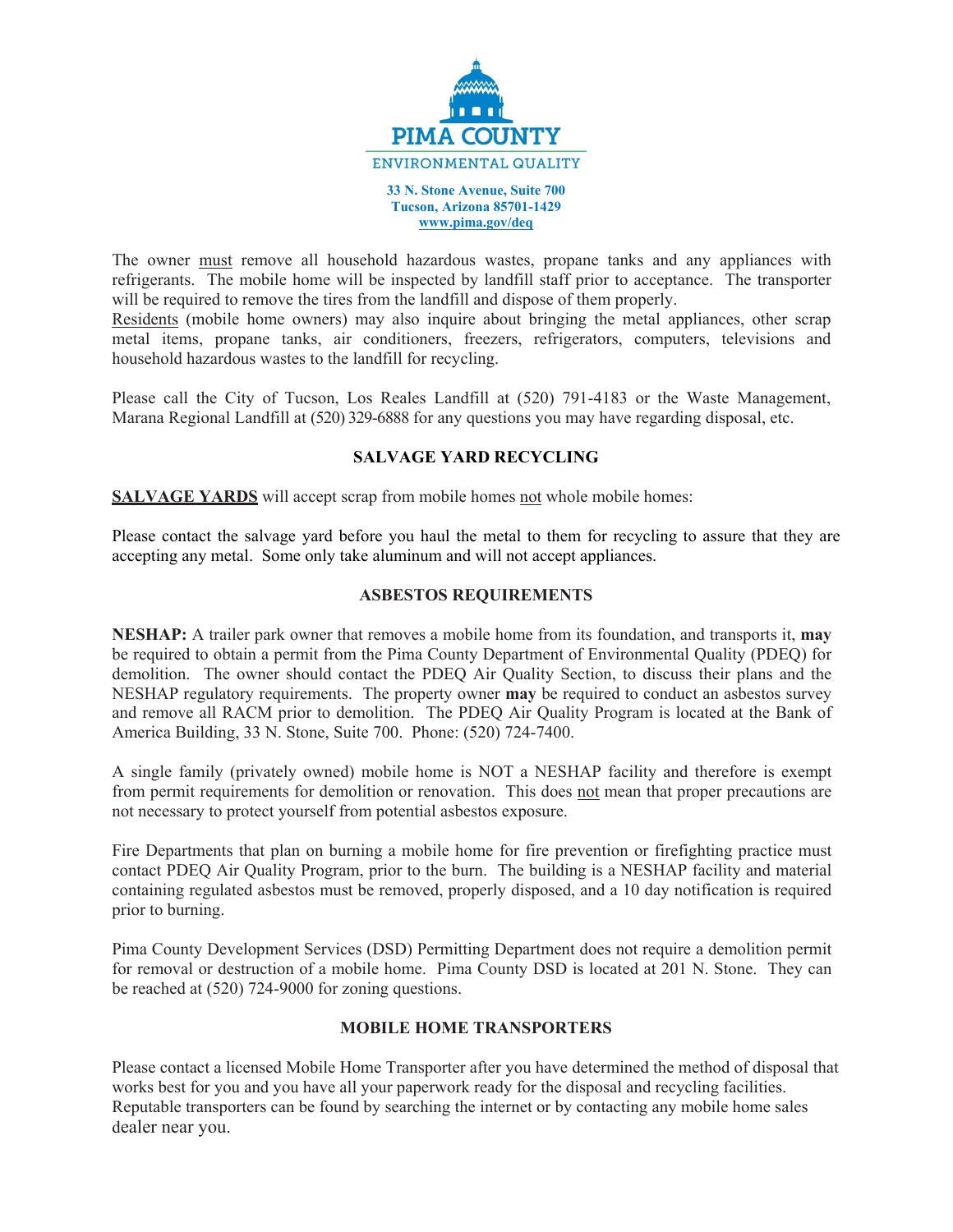PIMA COUNTY

ENVIRONMENTAL QUALITY

**33 N. Stone Avenue, Suite 700**
**Tucson, Arizona 85701-1429**
**www.pima.gov/deq**

The owner must remove all household hazardous wastes, propane tanks and any appliances with refrigerants. The mobile home will be inspected by landfill staff prior to acceptance. The transporter will be required to remove the tires from the landfill and dispose of them properly.
Residents (mobile home owners) may also inquire about bringing the metal appliances, other scrap metal items, propane tanks, air conditioners, freezers, refrigerators, computers, televisions and household hazardous wastes to the landfill for recycling.

Please call the City of Tucson, Los Reales Landfill at (520) 791-4183 or the Waste Management, Marana Regional Landfill at (520) 329-6888 for any questions you may have regarding disposal, etc.

## SALVAGE YARD RECYCLING

**SALVAGE YARDS** will accept scrap from mobile homes not whole mobile homes:

Please contact the salvage yard before you haul the metal to them for recycling to assure that they are accepting any metal. Some only take aluminum and will not accept appliances.

## ASBESTOS REQUIREMENTS

**NESHAP:** A trailer park owner that removes a mobile home from its foundation, and transports it, **may** be required to obtain a permit from the Pima County Department of Environmental Quality (PDEQ) for demolition. The owner should contact the PDEQ Air Quality Section, to discuss their plans and the NESHAP regulatory requirements. The property owner **may** be required to conduct an asbestos survey and remove all RACM prior to demolition. The PDEQ Air Quality Program is located at the Bank of America Building, 33 N. Stone, Suite 700. Phone: (520) 724-7400.

A single family (privately owned) mobile home is NOT a NESHAP facility and therefore is exempt from permit requirements for demolition or renovation. This does not mean that proper precautions are not necessary to protect yourself from potential asbestos exposure.

Fire Departments that plan on burning a mobile home for fire prevention or firefighting practice must contact PDEQ Air Quality Program, prior to the burn. The building is a NESHAP facility and material containing regulated asbestos must be removed, properly disposed, and a 10 day notification is required prior to burning.

Pima County Development Services (DSD) Permitting Department does not require a demolition permit for removal or destruction of a mobile home. Pima County DSD is located at 201 N. Stone. They can be reached at (520) 724-9000 for zoning questions.

## MOBILE HOME TRANSPORTERS

Please contact a licensed Mobile Home Transporter after you have determined the method of disposal that works best for you and you have all your paperwork ready for the disposal and recycling facilities. Reputable transporters can be found by searching the internet or by contacting any mobile home sales dealer near you.